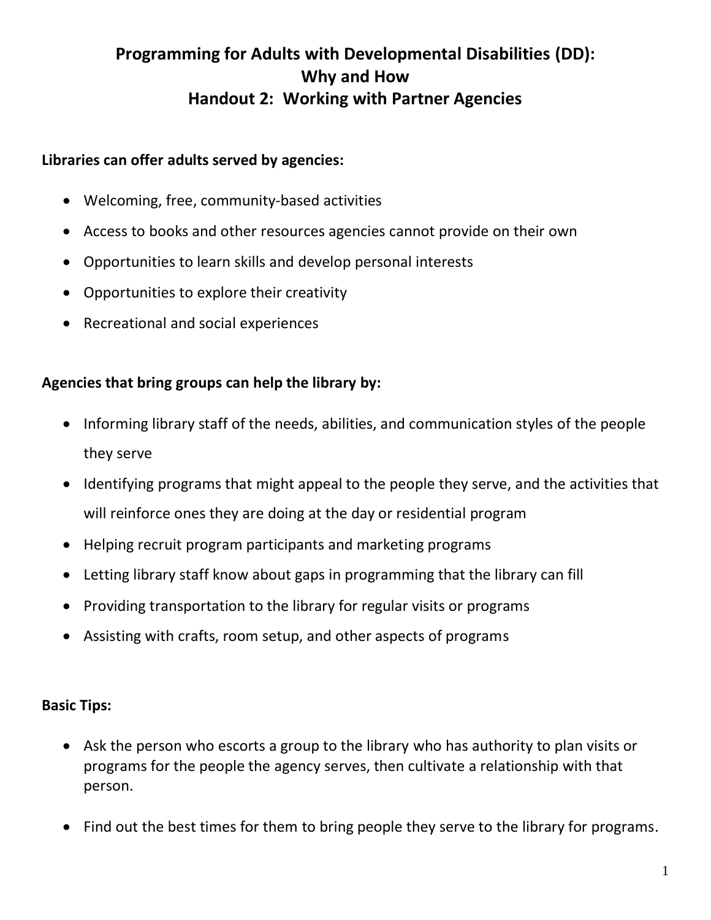# Programming for Adults with Developmental Disabilities (DD): Why and How
## Handout 2: Working with Partner Agencies

**Libraries can offer adults served by agencies:**

- Welcoming, free, community-based activities
- Access to books and other resources agencies cannot provide on their own
- Opportunities to learn skills and develop personal interests
- Opportunities to explore their creativity
- Recreational and social experiences

**Agencies that bring groups can help the library by:**

- Informing library staff of the needs, abilities, and communication styles of the people they serve
- Identifying programs that might appeal to the people they serve, and the activities that will reinforce ones they are doing at the day or residential program
- Helping recruit program participants and marketing programs
- Letting library staff know about gaps in programming that the library can fill
- Providing transportation to the library for regular visits or programs
- Assisting with crafts, room setup, and other aspects of programs

**Basic Tips:**

- Ask the person who escorts a group to the library who has authority to plan visits or programs for the people the agency serves, then cultivate a relationship with that person.
- Find out the best times for them to bring people they serve to the library for programs.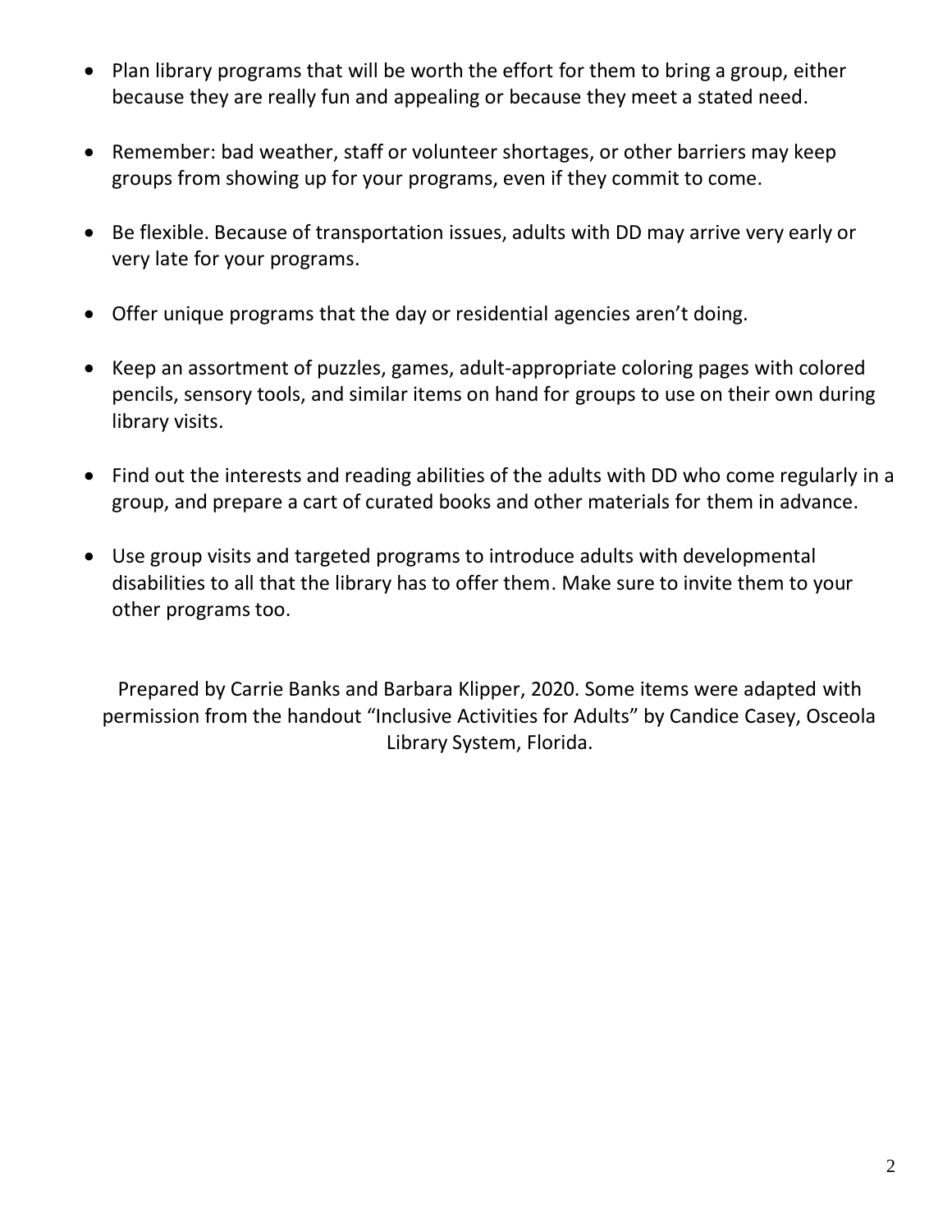- Plan library programs that will be worth the effort for them to bring a group, either because they are really fun and appealing or because they meet a stated need.
- Remember: bad weather, staff or volunteer shortages, or other barriers may keep groups from showing up for your programs, even if they commit to come.
- Be flexible. Because of transportation issues, adults with DD may arrive very early or very late for your programs.
- Offer unique programs that the day or residential agencies aren't doing.
- Keep an assortment of puzzles, games, adult-appropriate coloring pages with colored pencils, sensory tools, and similar items on hand for groups to use on their own during library visits.
- Find out the interests and reading abilities of the adults with DD who come regularly in a group, and prepare a cart of curated books and other materials for them in advance.
- Use group visits and targeted programs to introduce adults with developmental disabilities to all that the library has to offer them. Make sure to invite them to your other programs too.

Prepared by Carrie Banks and Barbara Klipper, 2020. Some items were adapted with permission from the handout "Inclusive Activities for Adults" by Candice Casey, Osceola Library System, Florida.